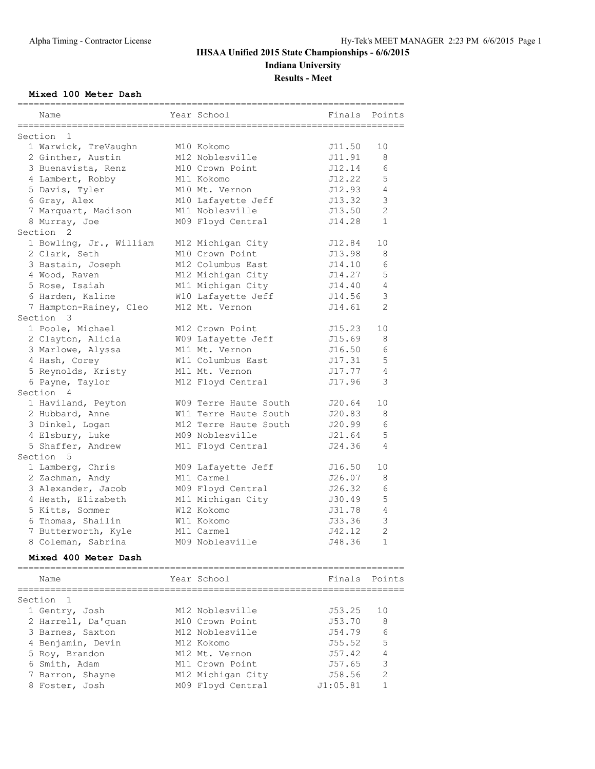Alpha Timing - Contractor License

Hy-Tek's MEET MANAGER 2:23 PM 6/6/2015 Page 1

# IHSAA Unified 2015 State Championships - 6/6/2015

## Indiana University

### Results - Meet

**Mixed 100 Meter Dash**

| Name | Year | School | Finals | Points |
|---|---|---|---|---|
| **Section 1** | | | | |
| 1 Warwick, TreVaughn | M10 | Kokomo | J11.50 | 10 |
| 2 Ginther, Austin | M12 | Noblesville | J11.91 | 8 |
| 3 Buenavista, Renz | M10 | Crown Point | J12.14 | 6 |
| 4 Lambert, Robby | M11 | Kokomo | J12.22 | 5 |
| 5 Davis, Tyler | M10 | Mt. Vernon | J12.93 | 4 |
| 6 Gray, Alex | M10 | Lafayette Jeff | J13.32 | 3 |
| 7 Marquart, Madison | M11 | Noblesville | J13.50 | 2 |
| 8 Murray, Joe | M09 | Floyd Central | J14.28 | 1 |
| **Section 2** | | | | |
| 1 Bowling, Jr., William | M12 | Michigan City | J12.84 | 10 |
| 2 Clark, Seth | M10 | Crown Point | J13.98 | 8 |
| 3 Bastain, Joseph | M12 | Columbus East | J14.10 | 6 |
| 4 Wood, Raven | M12 | Michigan City | J14.27 | 5 |
| 5 Rose, Isaiah | M11 | Michigan City | J14.40 | 4 |
| 6 Harden, Kaline | W10 | Lafayette Jeff | J14.56 | 3 |
| 7 Hampton-Rainey, Cleo | M12 | Mt. Vernon | J14.61 | 2 |
| **Section 3** | | | | |
| 1 Poole, Michael | M12 | Crown Point | J15.23 | 10 |
| 2 Clayton, Alicia | W09 | Lafayette Jeff | J15.69 | 8 |
| 3 Marlowe, Alyssa | M11 | Mt. Vernon | J16.50 | 6 |
| 4 Hash, Corey | W11 | Columbus East | J17.31 | 5 |
| 5 Reynolds, Kristy | M11 | Mt. Vernon | J17.77 | 4 |
| 6 Payne, Taylor | M12 | Floyd Central | J17.96 | 3 |
| **Section 4** | | | | |
| 1 Haviland, Peyton | W09 | Terre Haute South | J20.64 | 10 |
| 2 Hubbard, Anne | W11 | Terre Haute South | J20.83 | 8 |
| 3 Dinkel, Logan | M12 | Terre Haute South | J20.99 | 6 |
| 4 Elsbury, Luke | M09 | Noblesville | J21.64 | 5 |
| 5 Shaffer, Andrew | M11 | Floyd Central | J24.36 | 4 |
| **Section 5** | | | | |
| 1 Lamberg, Chris | M09 | Lafayette Jeff | J16.50 | 10 |
| 2 Zachman, Andy | M11 | Carmel | J26.07 | 8 |
| 3 Alexander, Jacob | M09 | Floyd Central | J26.32 | 6 |
| 4 Heath, Elizabeth | M11 | Michigan City | J30.49 | 5 |
| 5 Kitts, Sommer | W12 | Kokomo | J31.78 | 4 |
| 6 Thomas, Shailin | W11 | Kokomo | J33.36 | 3 |
| 7 Butterworth, Kyle | M11 | Carmel | J42.12 | 2 |
| 8 Coleman, Sabrina | M09 | Noblesville | J48.36 | 1 |

**Mixed 400 Meter Dash**

| Name | Year | School | Finals | Points |
|---|---|---|---|---|
| **Section 1** | | | | |
| 1 Gentry, Josh | M12 | Noblesville | J53.25 | 10 |
| 2 Harrell, Da'quan | M10 | Crown Point | J53.70 | 8 |
| 3 Barnes, Saxton | M12 | Noblesville | J54.79 | 6 |
| 4 Benjamin, Devin | M12 | Kokomo | J55.52 | 5 |
| 5 Roy, Brandon | M12 | Mt. Vernon | J57.42 | 4 |
| 6 Smith, Adam | M11 | Crown Point | J57.65 | 3 |
| 7 Barron, Shayne | M12 | Michigan City | J58.56 | 2 |
| 8 Foster, Josh | M09 | Floyd Central | J1:05.81 | 1 |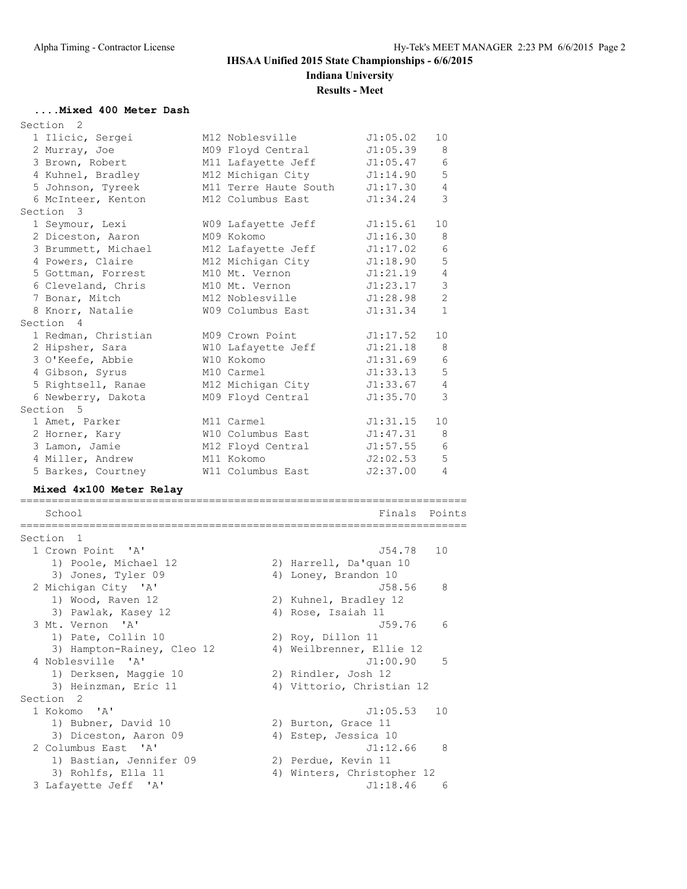# IHSAA Unified 2015 State Championships - 6/6/2015

## Indiana University

### Results - Meet

**....Mixed 400 Meter Dash**

```
Section  2
  1 Ilicic, Sergei          M12 Noblesville         J1:05.02   10
  2 Murray, Joe             M09 Floyd Central       J1:05.39    8
  3 Brown, Robert           M11 Lafayette Jeff      J1:05.47    6
  4 Kuhnel, Bradley         M12 Michigan City       J1:14.90    5
  5 Johnson, Tyreek         M11 Terre Haute South   J1:17.30    4
  6 McInteer, Kenton        M12 Columbus East       J1:34.24    3
Section  3
  1 Seymour, Lexi           W09 Lafayette Jeff      J1:15.61   10
  2 Diceston, Aaron         M09 Kokomo              J1:16.30    8
  3 Brummett, Michael       M12 Lafayette Jeff      J1:17.02    6
  4 Powers, Claire          M12 Michigan City       J1:18.90    5
  5 Gottman, Forrest        M10 Mt. Vernon          J1:21.19    4
  6 Cleveland, Chris        M10 Mt. Vernon          J1:23.17    3
  7 Bonar, Mitch            M12 Noblesville         J1:28.98    2
  8 Knorr, Natalie          W09 Columbus East       J1:31.34    1
Section  4
  1 Redman, Christian       M09 Crown Point         J1:17.52   10
  2 Hipsher, Sara           W10 Lafayette Jeff      J1:21.18    8
  3 O'Keefe, Abbie          W10 Kokomo              J1:31.69    6
  4 Gibson, Syrus           M10 Carmel              J1:33.13    5
  5 Rightsell, Ranae        M12 Michigan City       J1:33.67    4
  6 Newberry, Dakota        M09 Floyd Central       J1:35.70    3
Section  5
  1 Amet, Parker            M11 Carmel              J1:31.15   10
  2 Horner, Kary            W10 Columbus East       J1:47.31    8
  3 Lamon, Jamie            M12 Floyd Central       J1:57.55    6
  4 Miller, Andrew          M11 Kokomo              J2:02.53    5
  5 Barkes, Courtney        W11 Columbus East       J2:37.00    4
```

**Mixed 4x100 Meter Relay**

```
=======================================================================
    School                                            Finals  Points
=======================================================================
Section  1
  1 Crown Point  'A'                                  J54.78   10
     1) Poole, Michael 12            2) Harrell, Da'quan 10
     3) Jones, Tyler 09              4) Loney, Brandon 10
  2 Michigan City  'A'                                J58.56    8
     1) Wood, Raven 12               2) Kuhnel, Bradley 12
     3) Pawlak, Kasey 12             4) Rose, Isaiah 11
  3 Mt. Vernon  'A'                                   J59.76    6
     1) Pate, Collin 10              2) Roy, Dillon 11
     3) Hampton-Rainey, Cleo 12      4) Weilbrenner, Ellie 12
  4 Noblesville  'A'                                J1:00.90    5
     1) Derksen, Maggie 10           2) Rindler, Josh 12
     3) Heinzman, Eric 11            4) Vittorio, Christian 12
Section  2
  1 Kokomo  'A'                                     J1:05.53   10
     1) Bubner, David 10             2) Burton, Grace 11
     3) Diceston, Aaron 09           4) Estep, Jessica 10
  2 Columbus East  'A'                              J1:12.66    8
     1) Bastian, Jennifer 09         2) Perdue, Kevin 11
     3) Rohlfs, Ella 11              4) Winters, Christopher 12
  3 Lafayette Jeff  'A'                             J1:18.46    6
```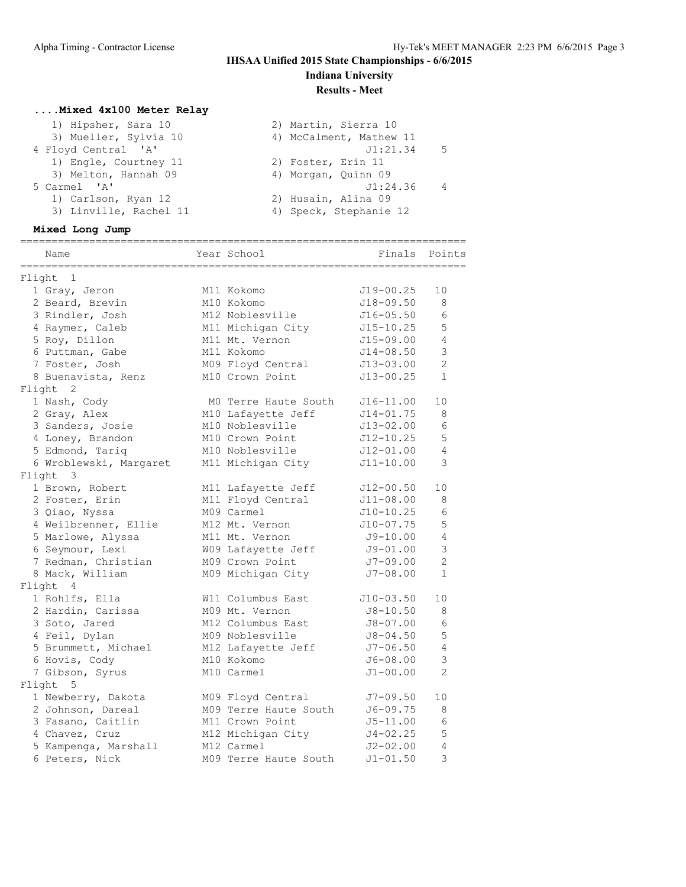## IHSAA Unified 2015 State Championships - 6/6/2015

**Indiana University**

**Results - Meet**

### ....Mixed 4x100 Meter Relay

| | | | |
|---|---|---|---|
| 1) Hipsher, Sara 10 | 2) Martin, Sierra 10 | | |
| 3) Mueller, Sylvia 10 | 4) McCalment, Mathew 11 | | |
| 4 Floyd Central 'A' | | J1:21.34 | 5 |
| 1) Engle, Courtney 11 | 2) Foster, Erin 11 | | |
| 3) Melton, Hannah 09 | 4) Morgan, Quinn 09 | | |
| 5 Carmel 'A' | | J1:24.36 | 4 |
| 1) Carlson, Ryan 12 | 2) Husain, Alina 09 | | |
| 3) Linville, Rachel 11 | 4) Speck, Stephanie 12 | | |

### Mixed Long Jump

| Name | Year | School | Finals | Points |
|---|---|---|---|---|
| **Flight 1** | | | | |
| 1 Gray, Jeron | M11 | Kokomo | J19-00.25 | 10 |
| 2 Beard, Brevin | M10 | Kokomo | J18-09.50 | 8 |
| 3 Rindler, Josh | M12 | Noblesville | J16-05.50 | 6 |
| 4 Raymer, Caleb | M11 | Michigan City | J15-10.25 | 5 |
| 5 Roy, Dillon | M11 | Mt. Vernon | J15-09.00 | 4 |
| 6 Puttman, Gabe | M11 | Kokomo | J14-08.50 | 3 |
| 7 Foster, Josh | M09 | Floyd Central | J13-03.00 | 2 |
| 8 Buenavista, Renz | M10 | Crown Point | J13-00.25 | 1 |
| **Flight 2** | | | | |
| 1 Nash, Cody | M0 | Terre Haute South | J16-11.00 | 10 |
| 2 Gray, Alex | M10 | Lafayette Jeff | J14-01.75 | 8 |
| 3 Sanders, Josie | M10 | Noblesville | J13-02.00 | 6 |
| 4 Loney, Brandon | M10 | Crown Point | J12-10.25 | 5 |
| 5 Edmond, Tariq | M10 | Noblesville | J12-01.00 | 4 |
| 6 Wroblewski, Margaret | M11 | Michigan City | J11-10.00 | 3 |
| **Flight 3** | | | | |
| 1 Brown, Robert | M11 | Lafayette Jeff | J12-00.50 | 10 |
| 2 Foster, Erin | M11 | Floyd Central | J11-08.00 | 8 |
| 3 Qiao, Nyssa | M09 | Carmel | J10-10.25 | 6 |
| 4 Weilbrenner, Ellie | M12 | Mt. Vernon | J10-07.75 | 5 |
| 5 Marlowe, Alyssa | M11 | Mt. Vernon | J9-10.00 | 4 |
| 6 Seymour, Lexi | W09 | Lafayette Jeff | J9-01.00 | 3 |
| 7 Redman, Christian | M09 | Crown Point | J7-09.00 | 2 |
| 8 Mack, William | M09 | Michigan City | J7-08.00 | 1 |
| **Flight 4** | | | | |
| 1 Rohlfs, Ella | W11 | Columbus East | J10-03.50 | 10 |
| 2 Hardin, Carissa | M09 | Mt. Vernon | J8-10.50 | 8 |
| 3 Soto, Jared | M12 | Columbus East | J8-07.00 | 6 |
| 4 Feil, Dylan | M09 | Noblesville | J8-04.50 | 5 |
| 5 Brummett, Michael | M12 | Lafayette Jeff | J7-06.50 | 4 |
| 6 Hovis, Cody | M10 | Kokomo | J6-08.00 | 3 |
| 7 Gibson, Syrus | M10 | Carmel | J1-00.00 | 2 |
| **Flight 5** | | | | |
| 1 Newberry, Dakota | M09 | Floyd Central | J7-09.50 | 10 |
| 2 Johnson, Dareal | M09 | Terre Haute South | J6-09.75 | 8 |
| 3 Fasano, Caitlin | M11 | Crown Point | J5-11.00 | 6 |
| 4 Chavez, Cruz | M12 | Michigan City | J4-02.25 | 5 |
| 5 Kampenga, Marshall | M12 | Carmel | J2-02.00 | 4 |
| 6 Peters, Nick | M09 | Terre Haute South | J1-01.50 | 3 |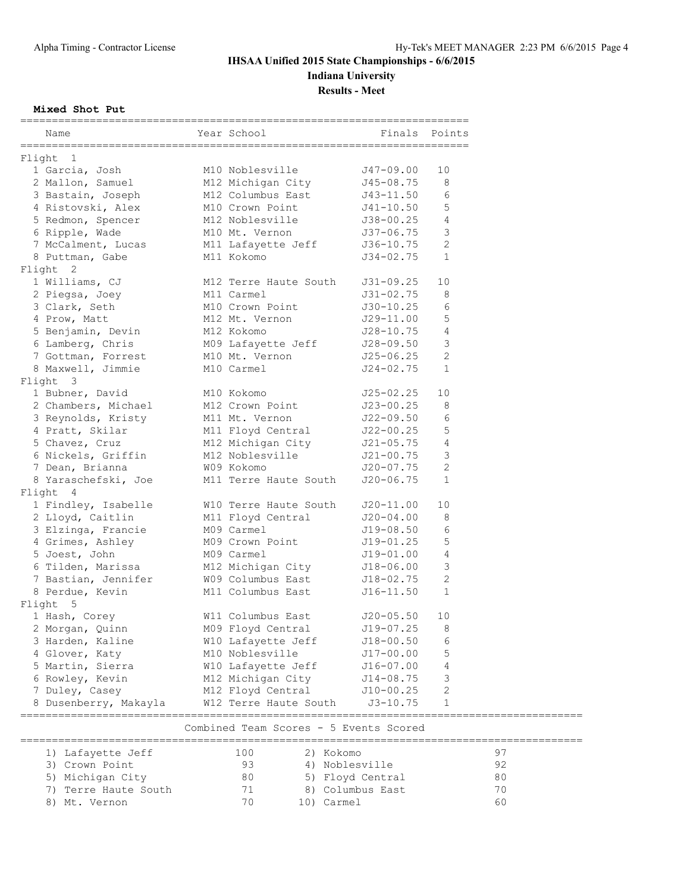# IHSAA Unified 2015 State Championships - 6/6/2015

## Indiana University

## Results - Meet

**Mixed Shot Put**

| Name | Year | School | Finals | Points |
|---|---|---|---|---|
| **Flight 1** | | | | |
| 1 Garcia, Josh | M10 | Noblesville | J47-09.00 | 10 |
| 2 Mallon, Samuel | M12 | Michigan City | J45-08.75 | 8 |
| 3 Bastain, Joseph | M12 | Columbus East | J43-11.50 | 6 |
| 4 Ristovski, Alex | M10 | Crown Point | J41-10.50 | 5 |
| 5 Redmon, Spencer | M12 | Noblesville | J38-00.25 | 4 |
| 6 Ripple, Wade | M10 | Mt. Vernon | J37-06.75 | 3 |
| 7 McCalment, Lucas | M11 | Lafayette Jeff | J36-10.75 | 2 |
| 8 Puttman, Gabe | M11 | Kokomo | J34-02.75 | 1 |
| **Flight 2** | | | | |
| 1 Williams, CJ | M12 | Terre Haute South | J31-09.25 | 10 |
| 2 Piegsa, Joey | M11 | Carmel | J31-02.75 | 8 |
| 3 Clark, Seth | M10 | Crown Point | J30-10.25 | 6 |
| 4 Prow, Matt | M12 | Mt. Vernon | J29-11.00 | 5 |
| 5 Benjamin, Devin | M12 | Kokomo | J28-10.75 | 4 |
| 6 Lamberg, Chris | M09 | Lafayette Jeff | J28-09.50 | 3 |
| 7 Gottman, Forrest | M10 | Mt. Vernon | J25-06.25 | 2 |
| 8 Maxwell, Jimmie | M10 | Carmel | J24-02.75 | 1 |
| **Flight 3** | | | | |
| 1 Bubner, David | M10 | Kokomo | J25-02.25 | 10 |
| 2 Chambers, Michael | M12 | Crown Point | J23-00.25 | 8 |
| 3 Reynolds, Kristy | M11 | Mt. Vernon | J22-09.50 | 6 |
| 4 Pratt, Skilar | M11 | Floyd Central | J22-00.25 | 5 |
| 5 Chavez, Cruz | M12 | Michigan City | J21-05.75 | 4 |
| 6 Nickels, Griffin | M12 | Noblesville | J21-00.75 | 3 |
| 7 Dean, Brianna | W09 | Kokomo | J20-07.75 | 2 |
| 8 Yaraschefski, Joe | M11 | Terre Haute South | J20-06.75 | 1 |
| **Flight 4** | | | | |
| 1 Findley, Isabelle | W10 | Terre Haute South | J20-11.00 | 10 |
| 2 Lloyd, Caitlin | M11 | Floyd Central | J20-04.00 | 8 |
| 3 Elzinga, Francie | M09 | Carmel | J19-08.50 | 6 |
| 4 Grimes, Ashley | M09 | Crown Point | J19-01.25 | 5 |
| 5 Joest, John | M09 | Carmel | J19-01.00 | 4 |
| 6 Tilden, Marissa | M12 | Michigan City | J18-06.00 | 3 |
| 7 Bastian, Jennifer | W09 | Columbus East | J18-02.75 | 2 |
| 8 Perdue, Kevin | M11 | Columbus East | J16-11.50 | 1 |
| **Flight 5** | | | | |
| 1 Hash, Corey | W11 | Columbus East | J20-05.50 | 10 |
| 2 Morgan, Quinn | M09 | Floyd Central | J19-07.25 | 8 |
| 3 Harden, Kaline | W10 | Lafayette Jeff | J18-00.50 | 6 |
| 4 Glover, Katy | M10 | Noblesville | J17-00.00 | 5 |
| 5 Martin, Sierra | W10 | Lafayette Jeff | J16-07.00 | 4 |
| 6 Rowley, Kevin | M12 | Michigan City | J14-08.75 | 3 |
| 7 Duley, Casey | M12 | Floyd Central | J10-00.25 | 2 |
| 8 Dusenberry, Makayla | W12 | Terre Haute South | J3-10.75 | 1 |

**Combined Team Scores - 5 Events Scored**

| | | | |
|---|---|---|---|
| 1) Lafayette Jeff | 100 | 2) Kokomo | 97 |
| 3) Crown Point | 93 | 4) Noblesville | 92 |
| 5) Michigan City | 80 | 5) Floyd Central | 80 |
| 7) Terre Haute South | 71 | 8) Columbus East | 70 |
| 8) Mt. Vernon | 70 | 10) Carmel | 60 |